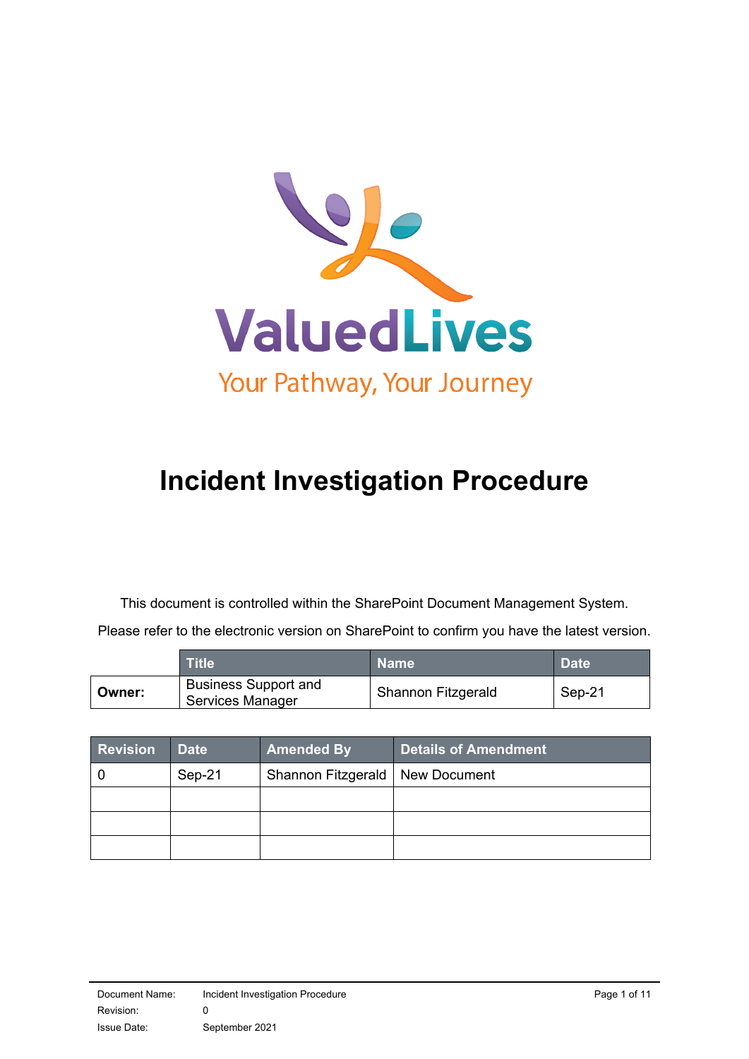ValuedLives

Your Pathway, Your Journey

# Incident Investigation Procedure

This document is controlled within the SharePoint Document Management System.

Please refer to the electronic version on SharePoint to confirm you have the latest version.

| | Title | Name | Date |
|---|---|---|---|
| **Owner:** | Business Support and Services Manager | Shannon Fitzgerald | Sep-21 |

| Revision | Date | Amended By | Details of Amendment |
|---|---|---|---|
| 0 | Sep-21 | Shannon Fitzgerald | New Document |
| | | | |
| | | | |
| | | | |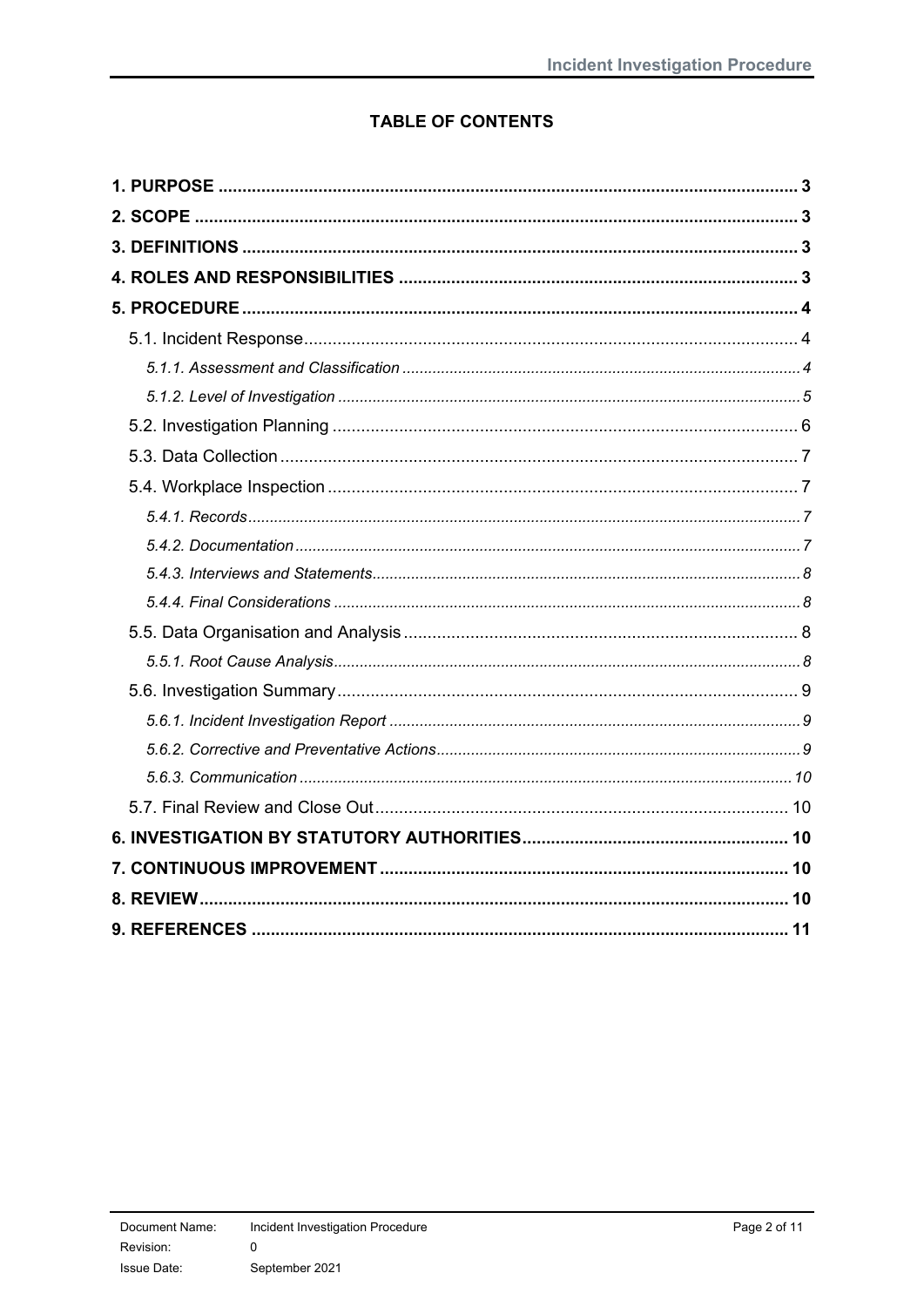## TABLE OF CONTENTS

**1. PURPOSE** ..... 3

**2. SCOPE** ..... 3

**3. DEFINITIONS** ..... 3

**4. ROLES AND RESPONSIBILITIES** ..... 3

**5. PROCEDURE** ..... 4

- 5.1. Incident Response ..... 4
  - *5.1.1. Assessment and Classification* ..... 4
  - *5.1.2. Level of Investigation* ..... 5
- 5.2. Investigation Planning ..... 6
- 5.3. Data Collection ..... 7
- 5.4. Workplace Inspection ..... 7
  - *5.4.1. Records* ..... 7
  - *5.4.2. Documentation* ..... 7
  - *5.4.3. Interviews and Statements* ..... 8
  - *5.4.4. Final Considerations* ..... 8
- 5.5. Data Organisation and Analysis ..... 8
  - *5.5.1. Root Cause Analysis* ..... 8
- 5.6. Investigation Summary ..... 9
  - *5.6.1. Incident Investigation Report* ..... 9
  - *5.6.2. Corrective and Preventative Actions* ..... 9
  - *5.6.3. Communication* ..... 10
- 5.7. Final Review and Close Out ..... 10

**6. INVESTIGATION BY STATUTORY AUTHORITIES** ..... 10

**7. CONTINUOUS IMPROVEMENT** ..... 10

**8. REVIEW** ..... 10

**9. REFERENCES** ..... 11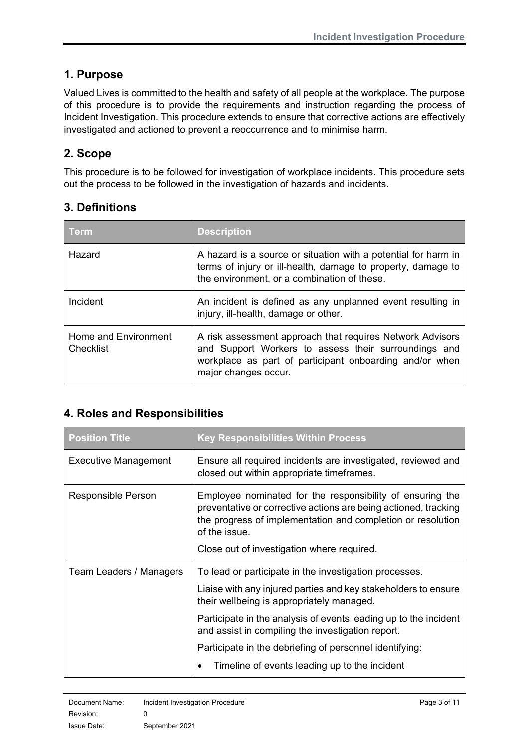## 1. Purpose

Valued Lives is committed to the health and safety of all people at the workplace. The purpose of this procedure is to provide the requirements and instruction regarding the process of Incident Investigation. This procedure extends to ensure that corrective actions are effectively investigated and actioned to prevent a reoccurrence and to minimise harm.

## 2. Scope

This procedure is to be followed for investigation of workplace incidents. This procedure sets out the process to be followed in the investigation of hazards and incidents.

## 3. Definitions

| Term | Description |
|---|---|
| Hazard | A hazard is a source or situation with a potential for harm in terms of injury or ill-health, damage to property, damage to the environment, or a combination of these. |
| Incident | An incident is defined as any unplanned event resulting in injury, ill-health, damage or other. |
| Home and Environment Checklist | A risk assessment approach that requires Network Advisors and Support Workers to assess their surroundings and workplace as part of participant onboarding and/or when major changes occur. |

## 4. Roles and Responsibilities

| Position Title | Key Responsibilities Within Process |
|---|---|
| Executive Management | Ensure all required incidents are investigated, reviewed and closed out within appropriate timeframes. |
| Responsible Person | Employee nominated for the responsibility of ensuring the preventative or corrective actions are being actioned, tracking the progress of implementation and completion or resolution of the issue.<br><br>Close out of investigation where required. |
| Team Leaders / Managers | To lead or participate in the investigation processes.<br><br>Liaise with any injured parties and key stakeholders to ensure their wellbeing is appropriately managed.<br><br>Participate in the analysis of events leading up to the incident and assist in compiling the investigation report.<br><br>Participate in the debriefing of personnel identifying:<br><br>• Timeline of events leading up to the incident |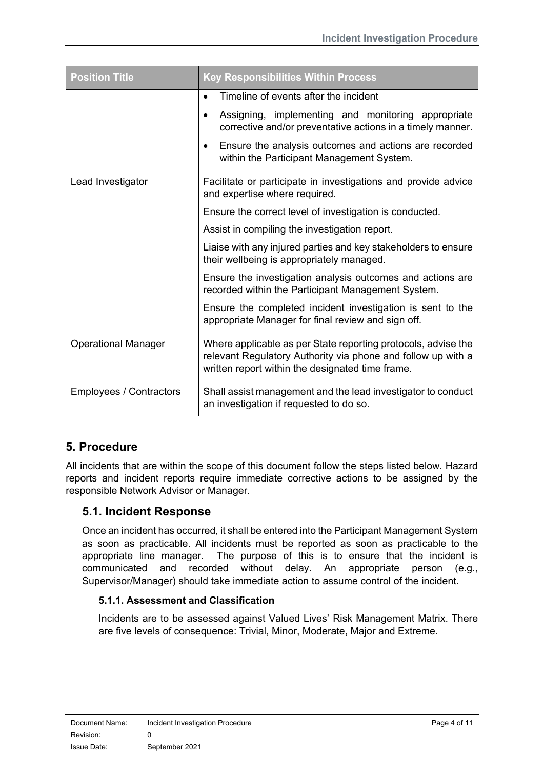| Position Title | Key Responsibilities Within Process |
|---|---|
| | • Timeline of events after the incident<br>• Assigning, implementing and monitoring appropriate corrective and/or preventative actions in a timely manner.<br>• Ensure the analysis outcomes and actions are recorded within the Participant Management System. |
| Lead Investigator | Facilitate or participate in investigations and provide advice and expertise where required.<br>Ensure the correct level of investigation is conducted.<br>Assist in compiling the investigation report.<br>Liaise with any injured parties and key stakeholders to ensure their wellbeing is appropriately managed.<br>Ensure the investigation analysis outcomes and actions are recorded within the Participant Management System.<br>Ensure the completed incident investigation is sent to the appropriate Manager for final review and sign off. |
| Operational Manager | Where applicable as per State reporting protocols, advise the relevant Regulatory Authority via phone and follow up with a written report within the designated time frame. |
| Employees / Contractors | Shall assist management and the lead investigator to conduct an investigation if requested to do so. |

## 5. Procedure

All incidents that are within the scope of this document follow the steps listed below. Hazard reports and incident reports require immediate corrective actions to be assigned by the responsible Network Advisor or Manager.

### 5.1. Incident Response

Once an incident has occurred, it shall be entered into the Participant Management System as soon as practicable. All incidents must be reported as soon as practicable to the appropriate line manager. The purpose of this is to ensure that the incident is communicated and recorded without delay. An appropriate person (e.g., Supervisor/Manager) should take immediate action to assume control of the incident.

#### 5.1.1. Assessment and Classification

Incidents are to be assessed against Valued Lives' Risk Management Matrix. There are five levels of consequence: Trivial, Minor, Moderate, Major and Extreme.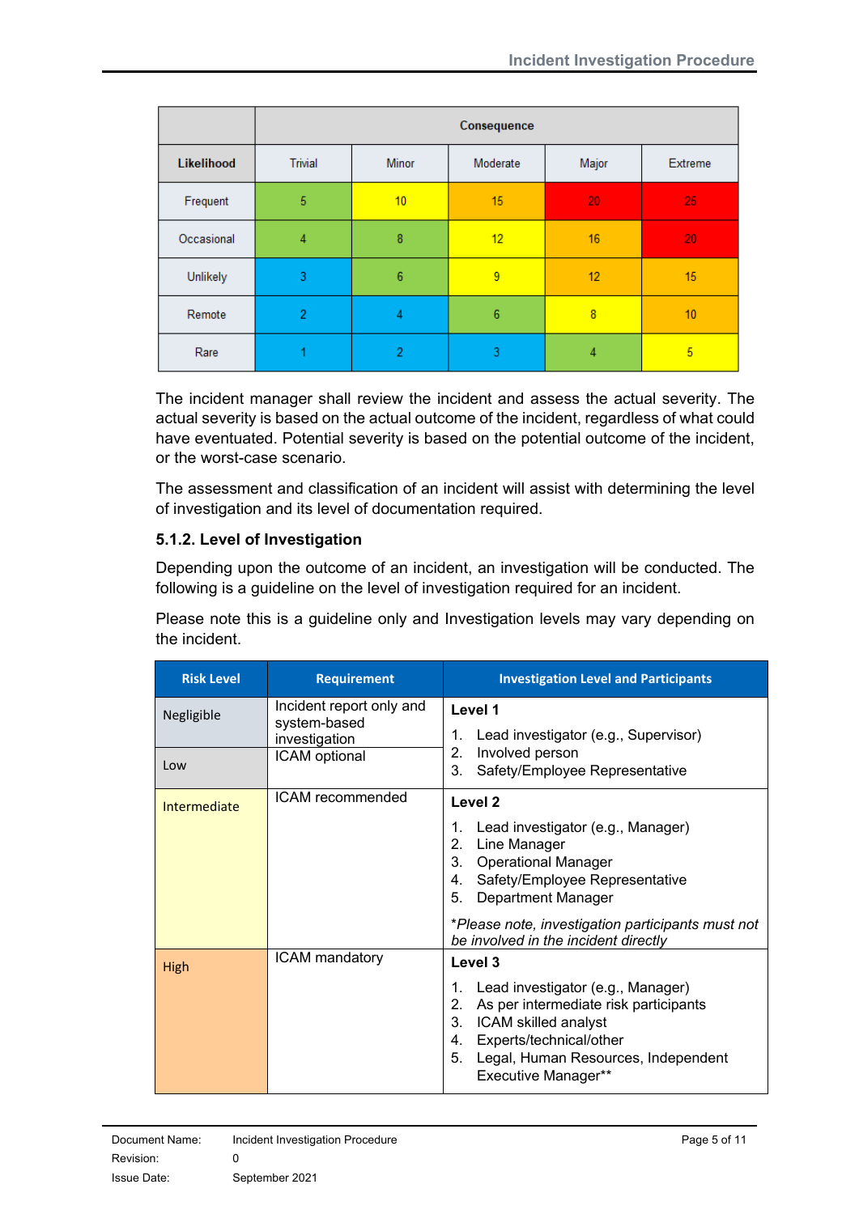| | Consequence | | | | |
|---|---|---|---|---|---|
| **Likelihood** | Trivial | Minor | Moderate | Major | Extreme |
| Frequent | 5 | 10 | 15 | 20 | 25 |
| Occasional | 4 | 8 | 12 | 16 | 20 |
| Unlikely | 3 | 6 | 9 | 12 | 15 |
| Remote | 2 | 4 | 6 | 8 | 10 |
| Rare | 1 | 2 | 3 | 4 | 5 |

The incident manager shall review the incident and assess the actual severity. The actual severity is based on the actual outcome of the incident, regardless of what could have eventuated. Potential severity is based on the potential outcome of the incident, or the worst-case scenario.

The assessment and classification of an incident will assist with determining the level of investigation and its level of documentation required.

### 5.1.2. Level of Investigation

Depending upon the outcome of an incident, an investigation will be conducted. The following is a guideline on the level of investigation required for an incident.

Please note this is a guideline only and Investigation levels may vary depending on the incident.

| Risk Level | Requirement | Investigation Level and Participants |
|---|---|---|
| Negligible | Incident report only and system-based investigation | **Level 1**<br>1. Lead investigator (e.g., Supervisor)<br>2. Involved person<br>3. Safety/Employee Representative |
| Low | ICAM optional | |
| Intermediate | ICAM recommended | **Level 2**<br>1. Lead investigator (e.g., Manager)<br>2. Line Manager<br>3. Operational Manager<br>4. Safety/Employee Representative<br>5. Department Manager<br><br>**Please note, investigation participants must not be involved in the incident directly* |
| High | ICAM mandatory | **Level 3**<br>1. Lead investigator (e.g., Manager)<br>2. As per intermediate risk participants<br>3. ICAM skilled analyst<br>4. Experts/technical/other<br>5. Legal, Human Resources, Independent Executive Manager** |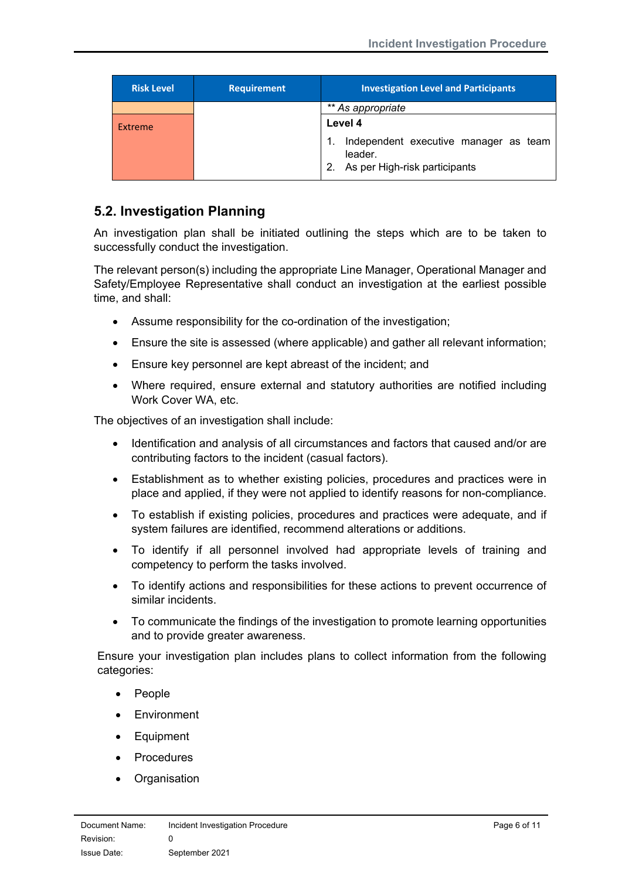| Risk Level | Requirement | Investigation Level and Participants |
|---|---|---|
| | | *\*\* As appropriate* |
| Extreme | | **Level 4**<br>1. Independent executive manager as team leader.<br>2. As per High-risk participants |

## 5.2. Investigation Planning

An investigation plan shall be initiated outlining the steps which are to be taken to successfully conduct the investigation.

The relevant person(s) including the appropriate Line Manager, Operational Manager and Safety/Employee Representative shall conduct an investigation at the earliest possible time, and shall:

- Assume responsibility for the co-ordination of the investigation;
- Ensure the site is assessed (where applicable) and gather all relevant information;
- Ensure key personnel are kept abreast of the incident; and
- Where required, ensure external and statutory authorities are notified including Work Cover WA, etc.

The objectives of an investigation shall include:

- Identification and analysis of all circumstances and factors that caused and/or are contributing factors to the incident (casual factors).
- Establishment as to whether existing policies, procedures and practices were in place and applied, if they were not applied to identify reasons for non-compliance.
- To establish if existing policies, procedures and practices were adequate, and if system failures are identified, recommend alterations or additions.
- To identify if all personnel involved had appropriate levels of training and competency to perform the tasks involved.
- To identify actions and responsibilities for these actions to prevent occurrence of similar incidents.
- To communicate the findings of the investigation to promote learning opportunities and to provide greater awareness.

Ensure your investigation plan includes plans to collect information from the following categories:

- People
- Environment
- Equipment
- Procedures
- Organisation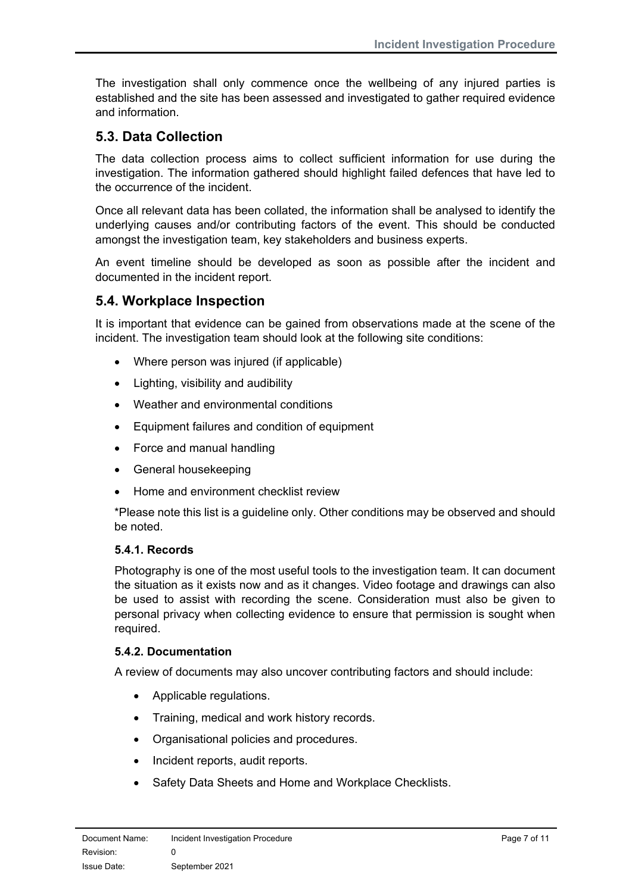The investigation shall only commence once the wellbeing of any injured parties is established and the site has been assessed and investigated to gather required evidence and information.

## 5.3. Data Collection

The data collection process aims to collect sufficient information for use during the investigation. The information gathered should highlight failed defences that have led to the occurrence of the incident.

Once all relevant data has been collated, the information shall be analysed to identify the underlying causes and/or contributing factors of the event. This should be conducted amongst the investigation team, key stakeholders and business experts.

An event timeline should be developed as soon as possible after the incident and documented in the incident report.

## 5.4. Workplace Inspection

It is important that evidence can be gained from observations made at the scene of the incident. The investigation team should look at the following site conditions:

- Where person was injured (if applicable)
- Lighting, visibility and audibility
- Weather and environmental conditions
- Equipment failures and condition of equipment
- Force and manual handling
- General housekeeping
- Home and environment checklist review

*Please note this list is a guideline only. Other conditions may be observed and should be noted.

### 5.4.1. Records

Photography is one of the most useful tools to the investigation team. It can document the situation as it exists now and as it changes. Video footage and drawings can also be used to assist with recording the scene. Consideration must also be given to personal privacy when collecting evidence to ensure that permission is sought when required.

### 5.4.2. Documentation

A review of documents may also uncover contributing factors and should include:

- Applicable regulations.
- Training, medical and work history records.
- Organisational policies and procedures.
- Incident reports, audit reports.
- Safety Data Sheets and Home and Workplace Checklists.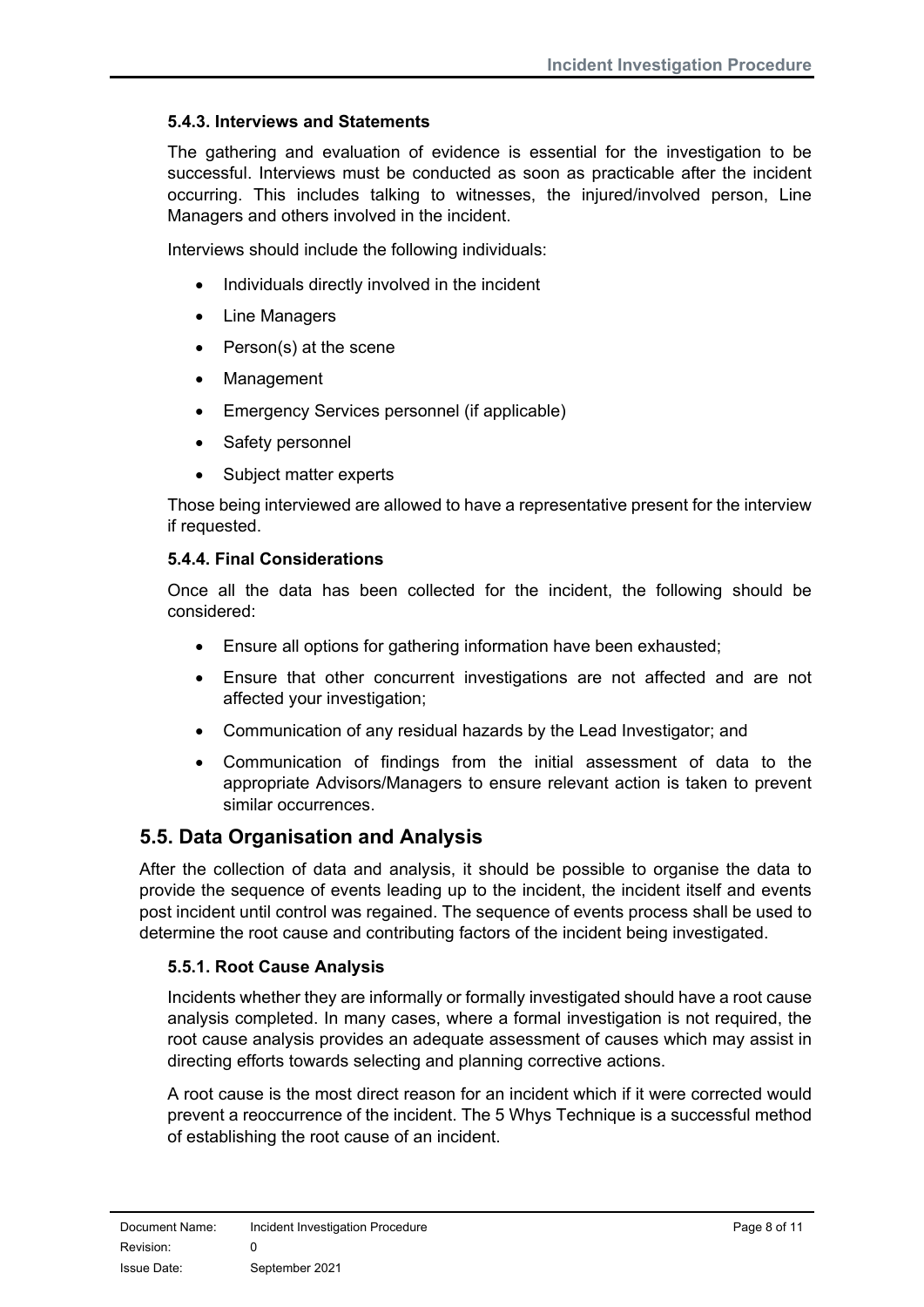#### 5.4.3. Interviews and Statements

The gathering and evaluation of evidence is essential for the investigation to be successful. Interviews must be conducted as soon as practicable after the incident occurring. This includes talking to witnesses, the injured/involved person, Line Managers and others involved in the incident.

Interviews should include the following individuals:

- Individuals directly involved in the incident
- Line Managers
- Person(s) at the scene
- Management
- Emergency Services personnel (if applicable)
- Safety personnel
- Subject matter experts

Those being interviewed are allowed to have a representative present for the interview if requested.

#### 5.4.4. Final Considerations

Once all the data has been collected for the incident, the following should be considered:

- Ensure all options for gathering information have been exhausted;
- Ensure that other concurrent investigations are not affected and are not affected your investigation;
- Communication of any residual hazards by the Lead Investigator; and
- Communication of findings from the initial assessment of data to the appropriate Advisors/Managers to ensure relevant action is taken to prevent similar occurrences.

## 5.5. Data Organisation and Analysis

After the collection of data and analysis, it should be possible to organise the data to provide the sequence of events leading up to the incident, the incident itself and events post incident until control was regained. The sequence of events process shall be used to determine the root cause and contributing factors of the incident being investigated.

#### 5.5.1. Root Cause Analysis

Incidents whether they are informally or formally investigated should have a root cause analysis completed. In many cases, where a formal investigation is not required, the root cause analysis provides an adequate assessment of causes which may assist in directing efforts towards selecting and planning corrective actions.

A root cause is the most direct reason for an incident which if it were corrected would prevent a reoccurrence of the incident. The 5 Whys Technique is a successful method of establishing the root cause of an incident.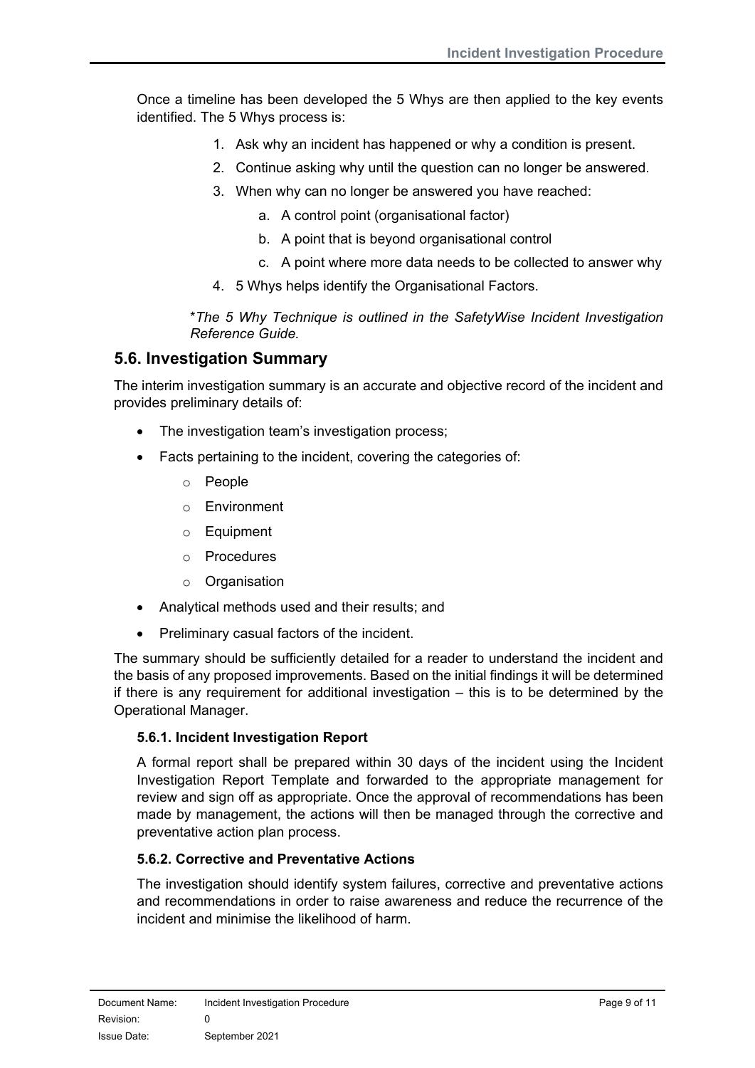Once a timeline has been developed the 5 Whys are then applied to the key events identified. The 5 Whys process is:

1. Ask why an incident has happened or why a condition is present.
2. Continue asking why until the question can no longer be answered.
3. When why can no longer be answered you have reached:
    a. A control point (organisational factor)
    b. A point that is beyond organisational control
    c. A point where more data needs to be collected to answer why
4. 5 Whys helps identify the Organisational Factors.

\**The 5 Why Technique is outlined in the SafetyWise Incident Investigation Reference Guide.*

## 5.6. Investigation Summary

The interim investigation summary is an accurate and objective record of the incident and provides preliminary details of:

- The investigation team's investigation process;
- Facts pertaining to the incident, covering the categories of:
    - People
    - Environment
    - Equipment
    - Procedures
    - Organisation
- Analytical methods used and their results; and
- Preliminary casual factors of the incident.

The summary should be sufficiently detailed for a reader to understand the incident and the basis of any proposed improvements. Based on the initial findings it will be determined if there is any requirement for additional investigation – this is to be determined by the Operational Manager.

### 5.6.1. Incident Investigation Report

A formal report shall be prepared within 30 days of the incident using the Incident Investigation Report Template and forwarded to the appropriate management for review and sign off as appropriate. Once the approval of recommendations has been made by management, the actions will then be managed through the corrective and preventative action plan process.

### 5.6.2. Corrective and Preventative Actions

The investigation should identify system failures, corrective and preventative actions and recommendations in order to raise awareness and reduce the recurrence of the incident and minimise the likelihood of harm.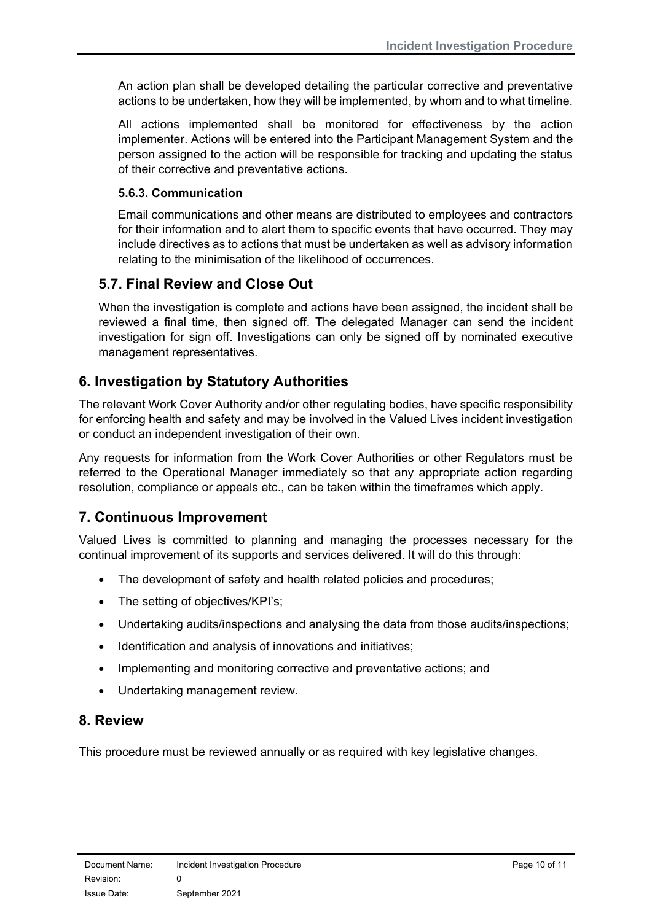An action plan shall be developed detailing the particular corrective and preventative actions to be undertaken, how they will be implemented, by whom and to what timeline.

All actions implemented shall be monitored for effectiveness by the action implementer. Actions will be entered into the Participant Management System and the person assigned to the action will be responsible for tracking and updating the status of their corrective and preventative actions.

#### 5.6.3. Communication

Email communications and other means are distributed to employees and contractors for their information and to alert them to specific events that have occurred. They may include directives as to actions that must be undertaken as well as advisory information relating to the minimisation of the likelihood of occurrences.

### 5.7. Final Review and Close Out

When the investigation is complete and actions have been assigned, the incident shall be reviewed a final time, then signed off. The delegated Manager can send the incident investigation for sign off. Investigations can only be signed off by nominated executive management representatives.

## 6. Investigation by Statutory Authorities

The relevant Work Cover Authority and/or other regulating bodies, have specific responsibility for enforcing health and safety and may be involved in the Valued Lives incident investigation or conduct an independent investigation of their own.

Any requests for information from the Work Cover Authorities or other Regulators must be referred to the Operational Manager immediately so that any appropriate action regarding resolution, compliance or appeals etc., can be taken within the timeframes which apply.

## 7. Continuous Improvement

Valued Lives is committed to planning and managing the processes necessary for the continual improvement of its supports and services delivered. It will do this through:

- The development of safety and health related policies and procedures;
- The setting of objectives/KPI's;
- Undertaking audits/inspections and analysing the data from those audits/inspections;
- Identification and analysis of innovations and initiatives;
- Implementing and monitoring corrective and preventative actions; and
- Undertaking management review.

## 8. Review

This procedure must be reviewed annually or as required with key legislative changes.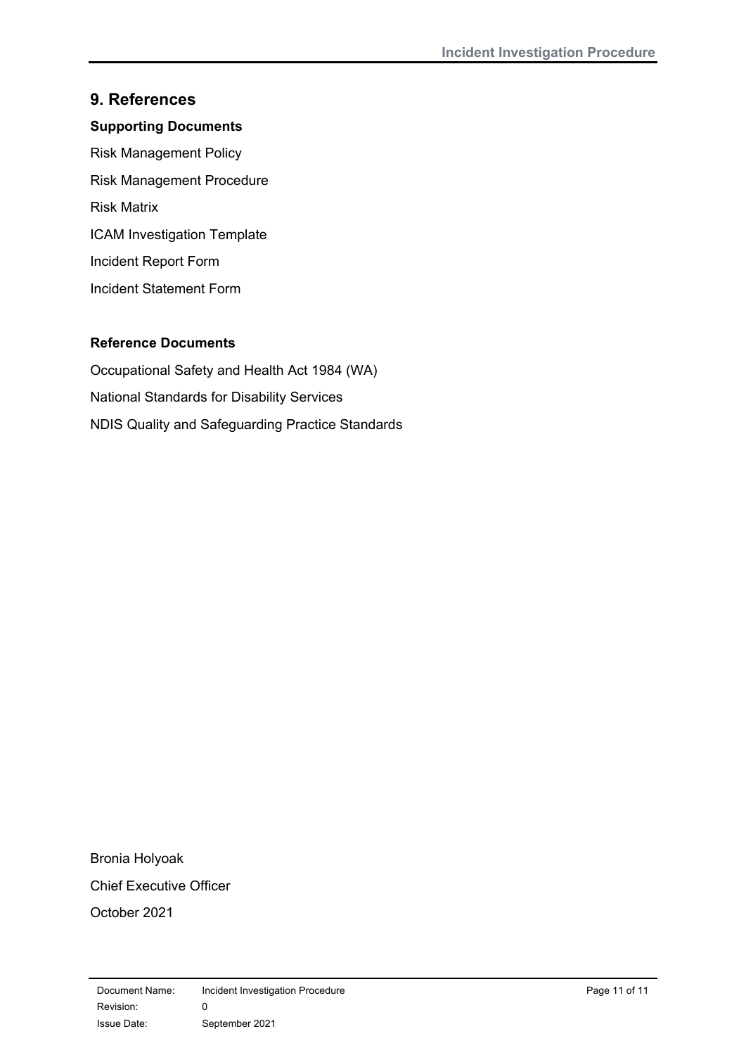## 9. References

**Supporting Documents**

Risk Management Policy

Risk Management Procedure

Risk Matrix

ICAM Investigation Template

Incident Report Form

Incident Statement Form

**Reference Documents**

Occupational Safety and Health Act 1984 (WA)

National Standards for Disability Services

NDIS Quality and Safeguarding Practice Standards

Bronia Holyoak

Chief Executive Officer

October 2021